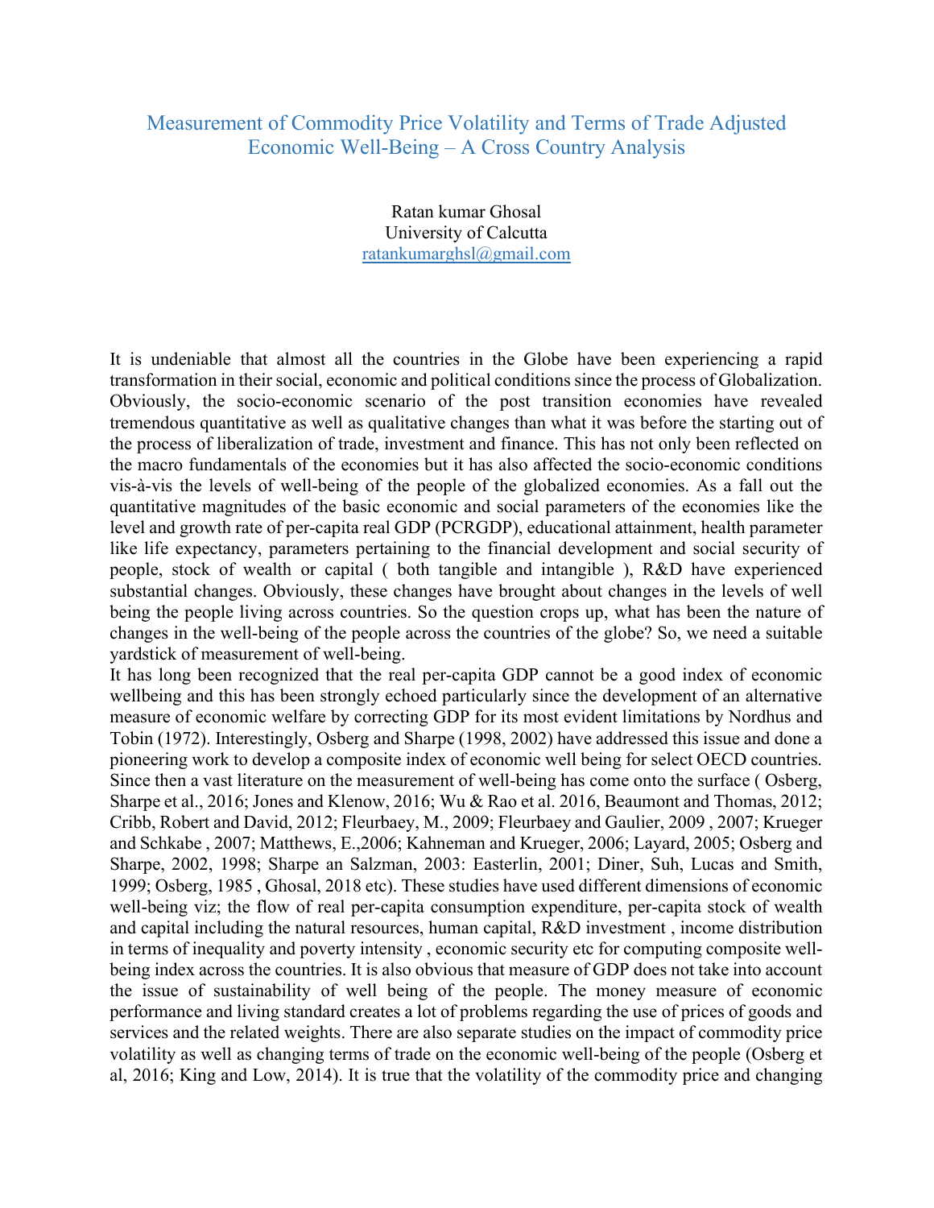# Measurement of Commodity Price Volatility and Terms of Trade Adjusted Economic Well-Being – A Cross Country Analysis

Ratan kumar Ghosal
University of Calcutta
ratankumarghsl@gmail.com

It is undeniable that almost all the countries in the Globe have been experiencing a rapid transformation in their social, economic and political conditions since the process of Globalization. Obviously, the socio-economic scenario of the post transition economies have revealed tremendous quantitative as well as qualitative changes than what it was before the starting out of the process of liberalization of trade, investment and finance. This has not only been reflected on the macro fundamentals of the economies but it has also affected the socio-economic conditions vis-à-vis the levels of well-being of the people of the globalized economies. As a fall out the quantitative magnitudes of the basic economic and social parameters of the economies like the level and growth rate of per-capita real GDP (PCRGDP), educational attainment, health parameter like life expectancy, parameters pertaining to the financial development and social security of people, stock of wealth or capital ( both tangible and intangible ), R&D have experienced substantial changes. Obviously, these changes have brought about changes in the levels of well being the people living across countries. So the question crops up, what has been the nature of changes in the well-being of the people across the countries of the globe? So, we need a suitable yardstick of measurement of well-being.

It has long been recognized that the real per-capita GDP cannot be a good index of economic wellbeing and this has been strongly echoed particularly since the development of an alternative measure of economic welfare by correcting GDP for its most evident limitations by Nordhus and Tobin (1972). Interestingly, Osberg and Sharpe (1998, 2002) have addressed this issue and done a pioneering work to develop a composite index of economic well being for select OECD countries. Since then a vast literature on the measurement of well-being has come onto the surface ( Osberg, Sharpe et al., 2016; Jones and Klenow, 2016; Wu & Rao et al. 2016, Beaumont and Thomas, 2012; Cribb, Robert and David, 2012; Fleurbaey, M., 2009; Fleurbaey and Gaulier, 2009 , 2007; Krueger and Schkabe , 2007; Matthews, E.,2006; Kahneman and Krueger, 2006; Layard, 2005; Osberg and Sharpe, 2002, 1998; Sharpe an Salzman, 2003: Easterlin, 2001; Diner, Suh, Lucas and Smith, 1999; Osberg, 1985 , Ghosal, 2018 etc). These studies have used different dimensions of economic well-being viz; the flow of real per-capita consumption expenditure, per-capita stock of wealth and capital including the natural resources, human capital, R&D investment , income distribution in terms of inequality and poverty intensity , economic security etc for computing composite well-being index across the countries. It is also obvious that measure of GDP does not take into account the issue of sustainability of well being of the people. The money measure of economic performance and living standard creates a lot of problems regarding the use of prices of goods and services and the related weights. There are also separate studies on the impact of commodity price volatility as well as changing terms of trade on the economic well-being of the people (Osberg et al, 2016; King and Low, 2014). It is true that the volatility of the commodity price and changing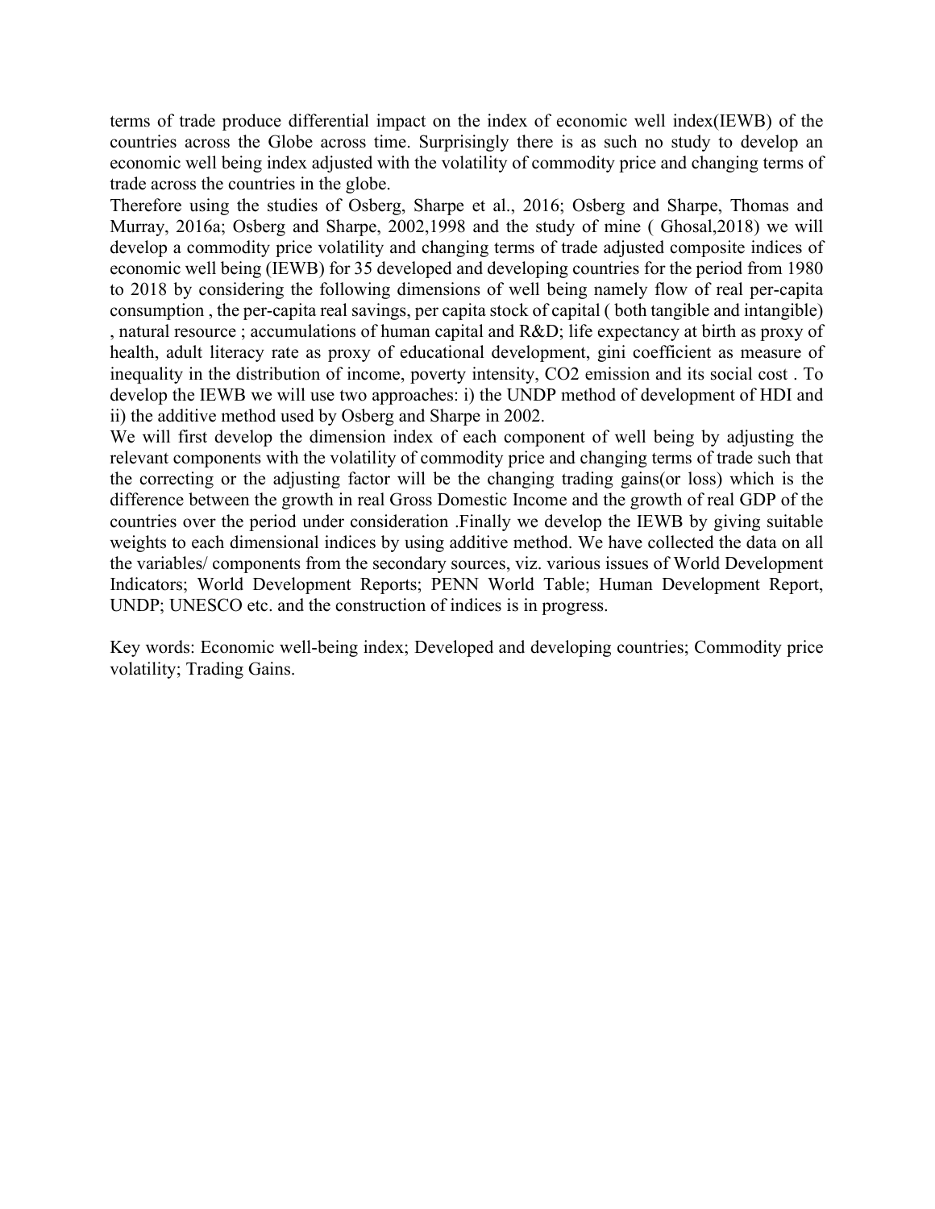terms of trade produce differential impact on the index of economic well index(IEWB) of the countries across the Globe across time. Surprisingly there is as such no study to develop an economic well being index adjusted with the volatility of commodity price and changing terms of trade across the countries in the globe.

Therefore using the studies of Osberg, Sharpe et al., 2016; Osberg and Sharpe, Thomas and Murray, 2016a; Osberg and Sharpe, 2002,1998 and the study of mine ( Ghosal,2018) we will develop a commodity price volatility and changing terms of trade adjusted composite indices of economic well being (IEWB) for 35 developed and developing countries for the period from 1980 to 2018 by considering the following dimensions of well being namely flow of real per-capita consumption , the per-capita real savings, per capita stock of capital ( both tangible and intangible) , natural resource ; accumulations of human capital and R&D; life expectancy at birth as proxy of health, adult literacy rate as proxy of educational development, gini coefficient as measure of inequality in the distribution of income, poverty intensity, $CO_2$ emission and its social cost . To develop the IEWB we will use two approaches: i) the UNDP method of development of HDI and ii) the additive method used by Osberg and Sharpe in 2002.

We will first develop the dimension index of each component of well being by adjusting the relevant components with the volatility of commodity price and changing terms of trade such that the correcting or the adjusting factor will be the changing trading gains(or loss) which is the difference between the growth in real Gross Domestic Income and the growth of real GDP of the countries over the period under consideration .Finally we develop the IEWB by giving suitable weights to each dimensional indices by using additive method. We have collected the data on all the variables/ components from the secondary sources, viz. various issues of World Development Indicators; World Development Reports; PENN World Table; Human Development Report, UNDP; UNESCO etc. and the construction of indices is in progress.

Key words: Economic well-being index; Developed and developing countries; Commodity price volatility; Trading Gains.